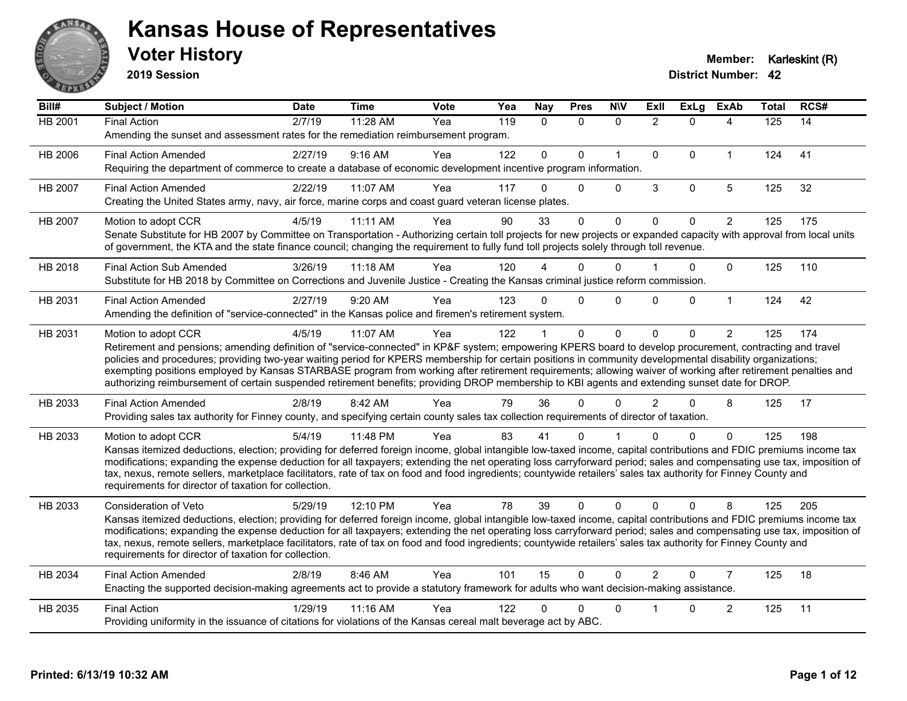# Kansas House of Representatives

## Voter History

**2019 Session**

**Member:** Karleskint (R)
**District Number:** 42

| Bill# | Subject / Motion | Date | Time | Vote | Yea | Nay | Pres | N\V | ExII | ExLg | ExAb | Total | RCS# |
|---|---|---|---|---|---|---|---|---|---|---|---|---|---|
| HB 2001 | Final Action | 2/7/19 | 11:28 AM | Yea | 119 | 0 | 0 | 0 | 2 | 0 | 4 | 125 | 14 |
| | Amending the sunset and assessment rates for the remediation reimbursement program. | | | | | | | | | | | | |
| HB 2006 | Final Action Amended | 2/27/19 | 9:16 AM | Yea | 122 | 0 | 0 | 1 | 0 | 0 | 1 | 124 | 41 |
| | Requiring the department of commerce to create a database of economic development incentive program information. | | | | | | | | | | | | |
| HB 2007 | Final Action Amended | 2/22/19 | 11:07 AM | Yea | 117 | 0 | 0 | 0 | 3 | 0 | 5 | 125 | 32 |
| | Creating the United States army, navy, air force, marine corps and coast guard veteran license plates. | | | | | | | | | | | | |
| HB 2007 | Motion to adopt CCR | 4/5/19 | 11:11 AM | Yea | 90 | 33 | 0 | 0 | 0 | 0 | 2 | 125 | 175 |
| | Senate Substitute for HB 2007 by Committee on Transportation - Authorizing certain toll projects for new projects or expanded capacity with approval from local units of government, the KTA and the state finance council; changing the requirement to fully fund toll projects solely through toll revenue. | | | | | | | | | | | | |
| HB 2018 | Final Action Sub Amended | 3/26/19 | 11:18 AM | Yea | 120 | 4 | 0 | 0 | 1 | 0 | 0 | 125 | 110 |
| | Substitute for HB 2018 by Committee on Corrections and Juvenile Justice - Creating the Kansas criminal justice reform commission. | | | | | | | | | | | | |
| HB 2031 | Final Action Amended | 2/27/19 | 9:20 AM | Yea | 123 | 0 | 0 | 0 | 0 | 0 | 1 | 124 | 42 |
| | Amending the definition of "service-connected" in the Kansas police and firemen's retirement system. | | | | | | | | | | | | |
| HB 2031 | Motion to adopt CCR | 4/5/19 | 11:07 AM | Yea | 122 | 1 | 0 | 0 | 0 | 0 | 2 | 125 | 174 |
| | Retirement and pensions; amending definition of "service-connected" in KP&F system; empowering KPERS board to develop procurement, contracting and travel policies and procedures; providing two-year waiting period for KPERS membership for certain positions in community developmental disability organizations; exempting positions employed by Kansas STARBASE program from working after retirement requirements; allowing waiver of working after retirement penalties and authorizing reimbursement of certain suspended retirement benefits; providing DROP membership to KBI agents and extending sunset date for DROP. | | | | | | | | | | | | |
| HB 2033 | Final Action Amended | 2/8/19 | 8:42 AM | Yea | 79 | 36 | 0 | 0 | 2 | 0 | 8 | 125 | 17 |
| | Providing sales tax authority for Finney county, and specifying certain county sales tax collection requirements of director of taxation. | | | | | | | | | | | | |
| HB 2033 | Motion to adopt CCR | 5/4/19 | 11:48 PM | Yea | 83 | 41 | 0 | 1 | 0 | 0 | 0 | 125 | 198 |
| | Kansas itemized deductions, election; providing for deferred foreign income, global intangible low-taxed income, capital contributions and FDIC premiums income tax modifications; expanding the expense deduction for all taxpayers; extending the net operating loss carryforward period; sales and compensating use tax, imposition of tax, nexus, remote sellers, marketplace facilitators, rate of tax on food and food ingredients; countywide retailers' sales tax authority for Finney County and requirements for director of taxation for collection. | | | | | | | | | | | | |
| HB 2033 | Consideration of Veto | 5/29/19 | 12:10 PM | Yea | 78 | 39 | 0 | 0 | 0 | 0 | 8 | 125 | 205 |
| | Kansas itemized deductions, election; providing for deferred foreign income, global intangible low-taxed income, capital contributions and FDIC premiums income tax modifications; expanding the expense deduction for all taxpayers; extending the net operating loss carryforward period; sales and compensating use tax, imposition of tax, nexus, remote sellers, marketplace facilitators, rate of tax on food and food ingredients; countywide retailers' sales tax authority for Finney County and requirements for director of taxation for collection. | | | | | | | | | | | | |
| HB 2034 | Final Action Amended | 2/8/19 | 8:46 AM | Yea | 101 | 15 | 0 | 0 | 2 | 0 | 7 | 125 | 18 |
| | Enacting the supported decision-making agreements act to provide a statutory framework for adults who want decision-making assistance. | | | | | | | | | | | | |
| HB 2035 | Final Action | 1/29/19 | 11:16 AM | Yea | 122 | 0 | 0 | 0 | 1 | 0 | 2 | 125 | 11 |
| | Providing uniformity in the issuance of citations for violations of the Kansas cereal malt beverage act by ABC. | | | | | | | | | | | | |

**Printed: 6/13/19 10:32 AM**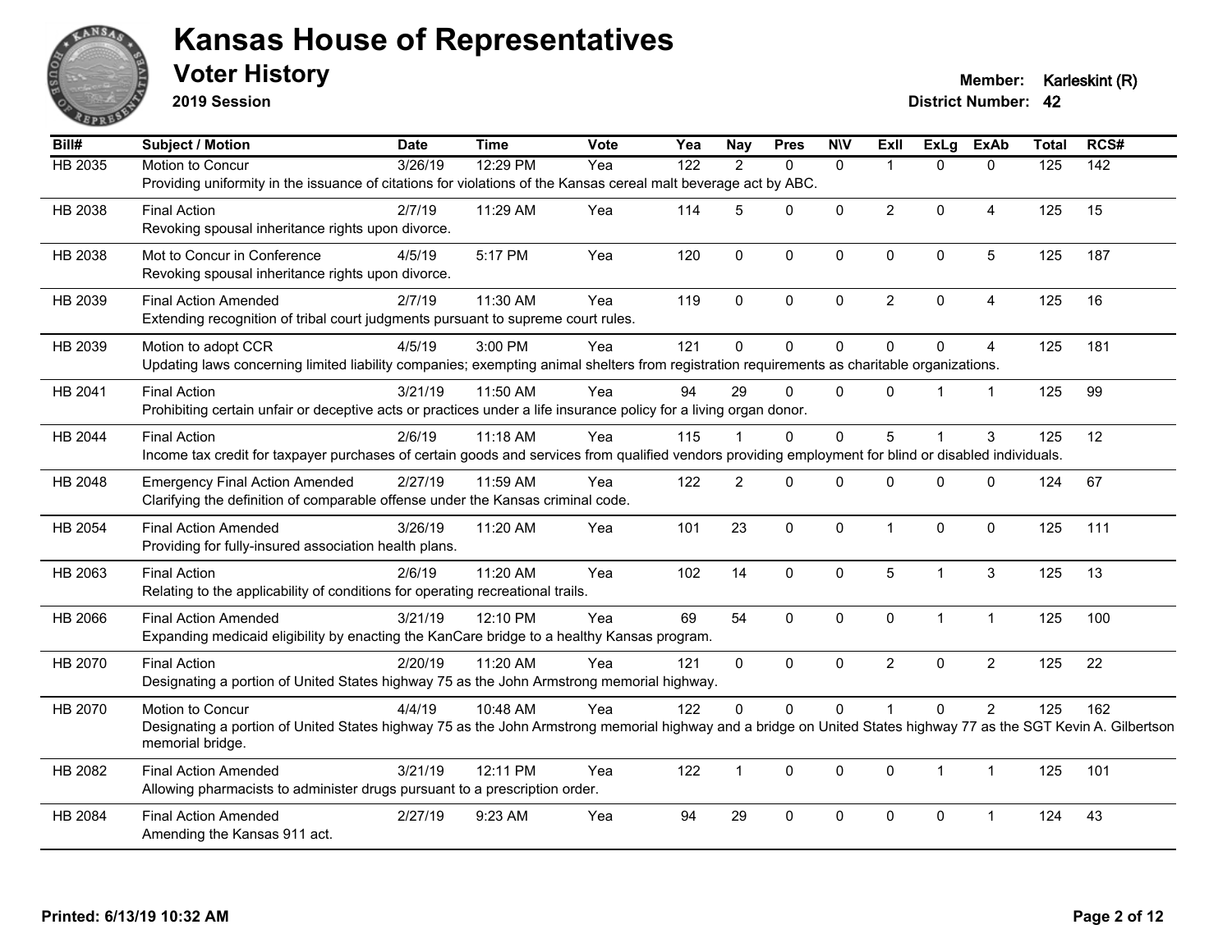# Kansas House of Representatives

## Voter History

**2019 Session**

**Member:** Karleskint (R)
**District Number:** 42

| Bill# | Subject / Motion | Date | Time | Vote | Yea | Nay | Pres | N\V | ExII | ExLg | ExAb | Total | RCS# |
|---|---|---|---|---|---|---|---|---|---|---|---|---|---|
| HB 2035 | Motion to Concur | 3/26/19 | 12:29 PM | Yea | 122 | 2 | 0 | 0 | 1 | 0 | 0 | 125 | 142 |
| | Providing uniformity in the issuance of citations for violations of the Kansas cereal malt beverage act by ABC. | | | | | | | | | | | | |
| HB 2038 | Final Action | 2/7/19 | 11:29 AM | Yea | 114 | 5 | 0 | 0 | 2 | 0 | 4 | 125 | 15 |
| | Revoking spousal inheritance rights upon divorce. | | | | | | | | | | | | |
| HB 2038 | Mot to Concur in Conference | 4/5/19 | 5:17 PM | Yea | 120 | 0 | 0 | 0 | 0 | 0 | 5 | 125 | 187 |
| | Revoking spousal inheritance rights upon divorce. | | | | | | | | | | | | |
| HB 2039 | Final Action Amended | 2/7/19 | 11:30 AM | Yea | 119 | 0 | 0 | 0 | 2 | 0 | 4 | 125 | 16 |
| | Extending recognition of tribal court judgments pursuant to supreme court rules. | | | | | | | | | | | | |
| HB 2039 | Motion to adopt CCR | 4/5/19 | 3:00 PM | Yea | 121 | 0 | 0 | 0 | 0 | 0 | 4 | 125 | 181 |
| | Updating laws concerning limited liability companies; exempting animal shelters from registration requirements as charitable organizations. | | | | | | | | | | | | |
| HB 2041 | Final Action | 3/21/19 | 11:50 AM | Yea | 94 | 29 | 0 | 0 | 0 | 1 | 1 | 125 | 99 |
| | Prohibiting certain unfair or deceptive acts or practices under a life insurance policy for a living organ donor. | | | | | | | | | | | | |
| HB 2044 | Final Action | 2/6/19 | 11:18 AM | Yea | 115 | 1 | 0 | 0 | 5 | 1 | 3 | 125 | 12 |
| | Income tax credit for taxpayer purchases of certain goods and services from qualified vendors providing employment for blind or disabled individuals. | | | | | | | | | | | | |
| HB 2048 | Emergency Final Action Amended | 2/27/19 | 11:59 AM | Yea | 122 | 2 | 0 | 0 | 0 | 0 | 0 | 124 | 67 |
| | Clarifying the definition of comparable offense under the Kansas criminal code. | | | | | | | | | | | | |
| HB 2054 | Final Action Amended | 3/26/19 | 11:20 AM | Yea | 101 | 23 | 0 | 0 | 1 | 0 | 0 | 125 | 111 |
| | Providing for fully-insured association health plans. | | | | | | | | | | | | |
| HB 2063 | Final Action | 2/6/19 | 11:20 AM | Yea | 102 | 14 | 0 | 0 | 5 | 1 | 3 | 125 | 13 |
| | Relating to the applicability of conditions for operating recreational trails. | | | | | | | | | | | | |
| HB 2066 | Final Action Amended | 3/21/19 | 12:10 PM | Yea | 69 | 54 | 0 | 0 | 0 | 1 | 1 | 125 | 100 |
| | Expanding medicaid eligibility by enacting the KanCare bridge to a healthy Kansas program. | | | | | | | | | | | | |
| HB 2070 | Final Action | 2/20/19 | 11:20 AM | Yea | 121 | 0 | 0 | 0 | 2 | 0 | 2 | 125 | 22 |
| | Designating a portion of United States highway 75 as the John Armstrong memorial highway. | | | | | | | | | | | | |
| HB 2070 | Motion to Concur | 4/4/19 | 10:48 AM | Yea | 122 | 0 | 0 | 0 | 1 | 0 | 2 | 125 | 162 |
| | Designating a portion of United States highway 75 as the John Armstrong memorial highway and a bridge on United States highway 77 as the SGT Kevin A. Gilbertson memorial bridge. | | | | | | | | | | | | |
| HB 2082 | Final Action Amended | 3/21/19 | 12:11 PM | Yea | 122 | 1 | 0 | 0 | 0 | 1 | 1 | 125 | 101 |
| | Allowing pharmacists to administer drugs pursuant to a prescription order. | | | | | | | | | | | | |
| HB 2084 | Final Action Amended | 2/27/19 | 9:23 AM | Yea | 94 | 29 | 0 | 0 | 0 | 0 | 1 | 124 | 43 |
| | Amending the Kansas 911 act. | | | | | | | | | | | | |

**Printed: 6/13/19 10:32 AM**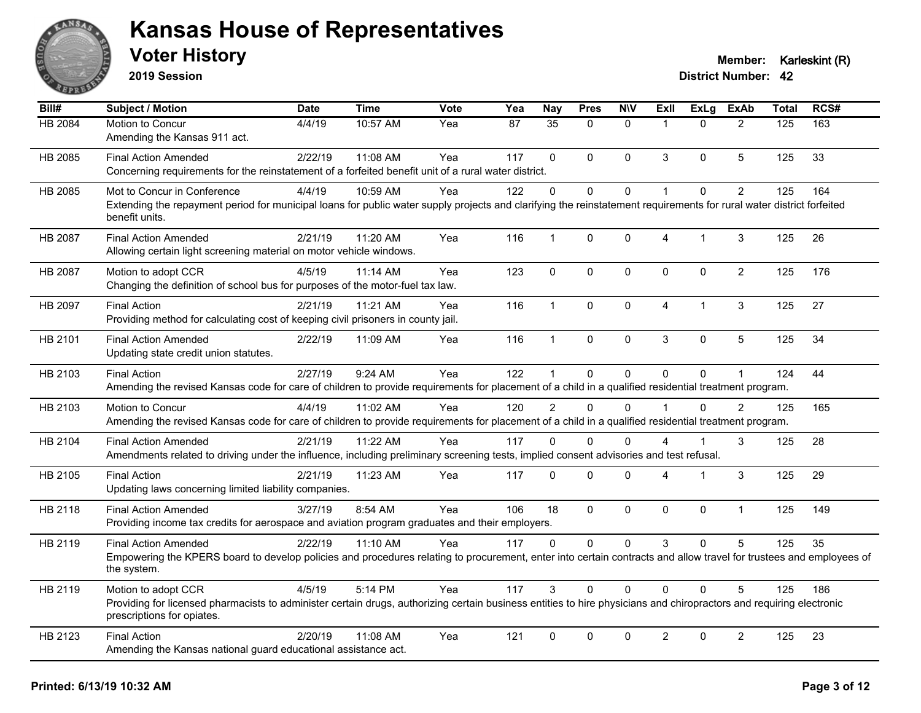# Kansas House of Representatives

## Voter History

**2019 Session**

**Member:** Karleskint (R)
**District Number:** 42

| Bill# | Subject / Motion | Date | Time | Vote | Yea | Nay | Pres | N\V | ExII | ExLg | ExAb | Total | RCS# |
|---|---|---|---|---|---|---|---|---|---|---|---|---|---|
| HB 2084 | Motion to Concur<br>Amending the Kansas 911 act. | 4/4/19 | 10:57 AM | Yea | 87 | 35 | 0 | 0 | 1 | 0 | 2 | 125 | 163 |
| HB 2085 | Final Action Amended<br>Concerning requirements for the reinstatement of a forfeited benefit unit of a rural water district. | 2/22/19 | 11:08 AM | Yea | 117 | 0 | 0 | 0 | 3 | 0 | 5 | 125 | 33 |
| HB 2085 | Mot to Concur in Conference<br>Extending the repayment period for municipal loans for public water supply projects and clarifying the reinstatement requirements for rural water district forfeited benefit units. | 4/4/19 | 10:59 AM | Yea | 122 | 0 | 0 | 0 | 1 | 0 | 2 | 125 | 164 |
| HB 2087 | Final Action Amended<br>Allowing certain light screening material on motor vehicle windows. | 2/21/19 | 11:20 AM | Yea | 116 | 1 | 0 | 0 | 4 | 1 | 3 | 125 | 26 |
| HB 2087 | Motion to adopt CCR<br>Changing the definition of school bus for purposes of the motor-fuel tax law. | 4/5/19 | 11:14 AM | Yea | 123 | 0 | 0 | 0 | 0 | 0 | 2 | 125 | 176 |
| HB 2097 | Final Action<br>Providing method for calculating cost of keeping civil prisoners in county jail. | 2/21/19 | 11:21 AM | Yea | 116 | 1 | 0 | 0 | 4 | 1 | 3 | 125 | 27 |
| HB 2101 | Final Action Amended<br>Updating state credit union statutes. | 2/22/19 | 11:09 AM | Yea | 116 | 1 | 0 | 0 | 3 | 0 | 5 | 125 | 34 |
| HB 2103 | Final Action<br>Amending the revised Kansas code for care of children to provide requirements for placement of a child in a qualified residential treatment program. | 2/27/19 | 9:24 AM | Yea | 122 | 1 | 0 | 0 | 0 | 0 | 1 | 124 | 44 |
| HB 2103 | Motion to Concur<br>Amending the revised Kansas code for care of children to provide requirements for placement of a child in a qualified residential treatment program. | 4/4/19 | 11:02 AM | Yea | 120 | 2 | 0 | 0 | 1 | 0 | 2 | 125 | 165 |
| HB 2104 | Final Action Amended<br>Amendments related to driving under the influence, including preliminary screening tests, implied consent advisories and test refusal. | 2/21/19 | 11:22 AM | Yea | 117 | 0 | 0 | 0 | 4 | 1 | 3 | 125 | 28 |
| HB 2105 | Final Action<br>Updating laws concerning limited liability companies. | 2/21/19 | 11:23 AM | Yea | 117 | 0 | 0 | 0 | 4 | 1 | 3 | 125 | 29 |
| HB 2118 | Final Action Amended<br>Providing income tax credits for aerospace and aviation program graduates and their employers. | 3/27/19 | 8:54 AM | Yea | 106 | 18 | 0 | 0 | 0 | 0 | 1 | 125 | 149 |
| HB 2119 | Final Action Amended<br>Empowering the KPERS board to develop policies and procedures relating to procurement, enter into certain contracts and allow travel for trustees and employees of the system. | 2/22/19 | 11:10 AM | Yea | 117 | 0 | 0 | 0 | 3 | 0 | 5 | 125 | 35 |
| HB 2119 | Motion to adopt CCR<br>Providing for licensed pharmacists to administer certain drugs, authorizing certain business entities to hire physicians and chiropractors and requiring electronic prescriptions for opiates. | 4/5/19 | 5:14 PM | Yea | 117 | 3 | 0 | 0 | 0 | 0 | 5 | 125 | 186 |
| HB 2123 | Final Action<br>Amending the Kansas national guard educational assistance act. | 2/20/19 | 11:08 AM | Yea | 121 | 0 | 0 | 0 | 2 | 0 | 2 | 125 | 23 |

**Printed: 6/13/19 10:32 AM**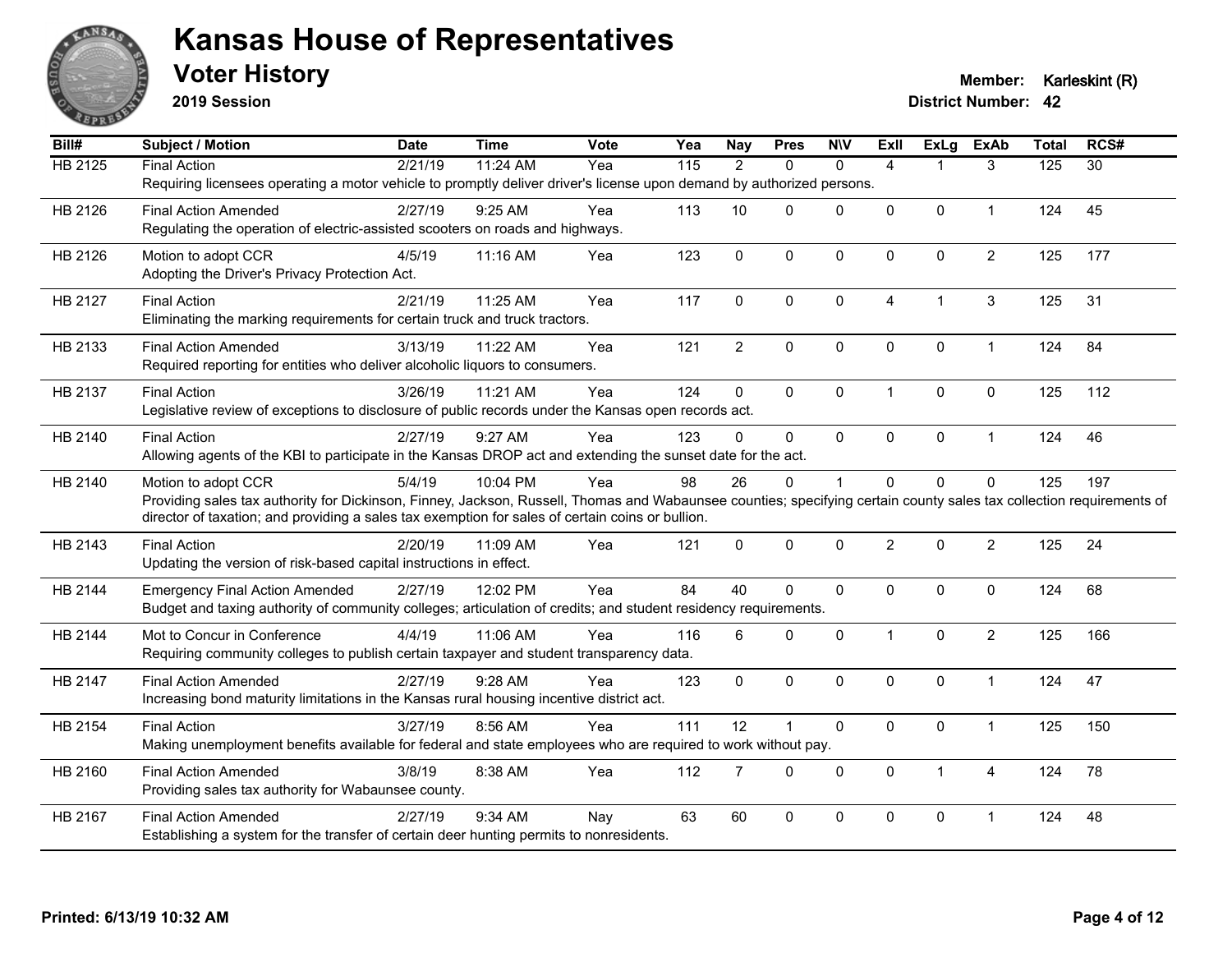# Kansas House of Representatives

## Voter History

**2019 Session**

**Member:** Karleskint (R)
**District Number:** 42

| Bill# | Subject / Motion | Date | Time | Vote | Yea | Nay | Pres | N\V | ExII | ExLg | ExAb | Total | RCS# |
|---|---|---|---|---|---|---|---|---|---|---|---|---|---|
| HB 2125 | Final Action | 2/21/19 | 11:24 AM | Yea | 115 | 2 | 0 | 0 | 4 | 1 | 3 | 125 | 30 |
| | Requiring licensees operating a motor vehicle to promptly deliver driver's license upon demand by authorized persons. | | | | | | | | | | | | |
| HB 2126 | Final Action Amended | 2/27/19 | 9:25 AM | Yea | 113 | 10 | 0 | 0 | 0 | 0 | 1 | 124 | 45 |
| | Regulating the operation of electric-assisted scooters on roads and highways. | | | | | | | | | | | | |
| HB 2126 | Motion to adopt CCR | 4/5/19 | 11:16 AM | Yea | 123 | 0 | 0 | 0 | 0 | 0 | 2 | 125 | 177 |
| | Adopting the Driver's Privacy Protection Act. | | | | | | | | | | | | |
| HB 2127 | Final Action | 2/21/19 | 11:25 AM | Yea | 117 | 0 | 0 | 0 | 4 | 1 | 3 | 125 | 31 |
| | Eliminating the marking requirements for certain truck and truck tractors. | | | | | | | | | | | | |
| HB 2133 | Final Action Amended | 3/13/19 | 11:22 AM | Yea | 121 | 2 | 0 | 0 | 0 | 0 | 1 | 124 | 84 |
| | Required reporting for entities who deliver alcoholic liquors to consumers. | | | | | | | | | | | | |
| HB 2137 | Final Action | 3/26/19 | 11:21 AM | Yea | 124 | 0 | 0 | 0 | 1 | 0 | 0 | 125 | 112 |
| | Legislative review of exceptions to disclosure of public records under the Kansas open records act. | | | | | | | | | | | | |
| HB 2140 | Final Action | 2/27/19 | 9:27 AM | Yea | 123 | 0 | 0 | 0 | 0 | 0 | 1 | 124 | 46 |
| | Allowing agents of the KBI to participate in the Kansas DROP act and extending the sunset date for the act. | | | | | | | | | | | | |
| HB 2140 | Motion to adopt CCR | 5/4/19 | 10:04 PM | Yea | 98 | 26 | 0 | 1 | 0 | 0 | 0 | 125 | 197 |
| | Providing sales tax authority for Dickinson, Finney, Jackson, Russell, Thomas and Wabaunsee counties; specifying certain county sales tax collection requirements of director of taxation; and providing a sales tax exemption for sales of certain coins or bullion. | | | | | | | | | | | | |
| HB 2143 | Final Action | 2/20/19 | 11:09 AM | Yea | 121 | 0 | 0 | 0 | 2 | 0 | 2 | 125 | 24 |
| | Updating the version of risk-based capital instructions in effect. | | | | | | | | | | | | |
| HB 2144 | Emergency Final Action Amended | 2/27/19 | 12:02 PM | Yea | 84 | 40 | 0 | 0 | 0 | 0 | 0 | 124 | 68 |
| | Budget and taxing authority of community colleges; articulation of credits; and student residency requirements. | | | | | | | | | | | | |
| HB 2144 | Mot to Concur in Conference | 4/4/19 | 11:06 AM | Yea | 116 | 6 | 0 | 0 | 1 | 0 | 2 | 125 | 166 |
| | Requiring community colleges to publish certain taxpayer and student transparency data. | | | | | | | | | | | | |
| HB 2147 | Final Action Amended | 2/27/19 | 9:28 AM | Yea | 123 | 0 | 0 | 0 | 0 | 0 | 1 | 124 | 47 |
| | Increasing bond maturity limitations in the Kansas rural housing incentive district act. | | | | | | | | | | | | |
| HB 2154 | Final Action | 3/27/19 | 8:56 AM | Yea | 111 | 12 | 1 | 0 | 0 | 0 | 1 | 125 | 150 |
| | Making unemployment benefits available for federal and state employees who are required to work without pay. | | | | | | | | | | | | |
| HB 2160 | Final Action Amended | 3/8/19 | 8:38 AM | Yea | 112 | 7 | 0 | 0 | 0 | 1 | 4 | 124 | 78 |
| | Providing sales tax authority for Wabaunsee county. | | | | | | | | | | | | |
| HB 2167 | Final Action Amended | 2/27/19 | 9:34 AM | Nay | 63 | 60 | 0 | 0 | 0 | 0 | 1 | 124 | 48 |
| | Establishing a system for the transfer of certain deer hunting permits to nonresidents. | | | | | | | | | | | | |

Printed: 6/13/19 10:32 AM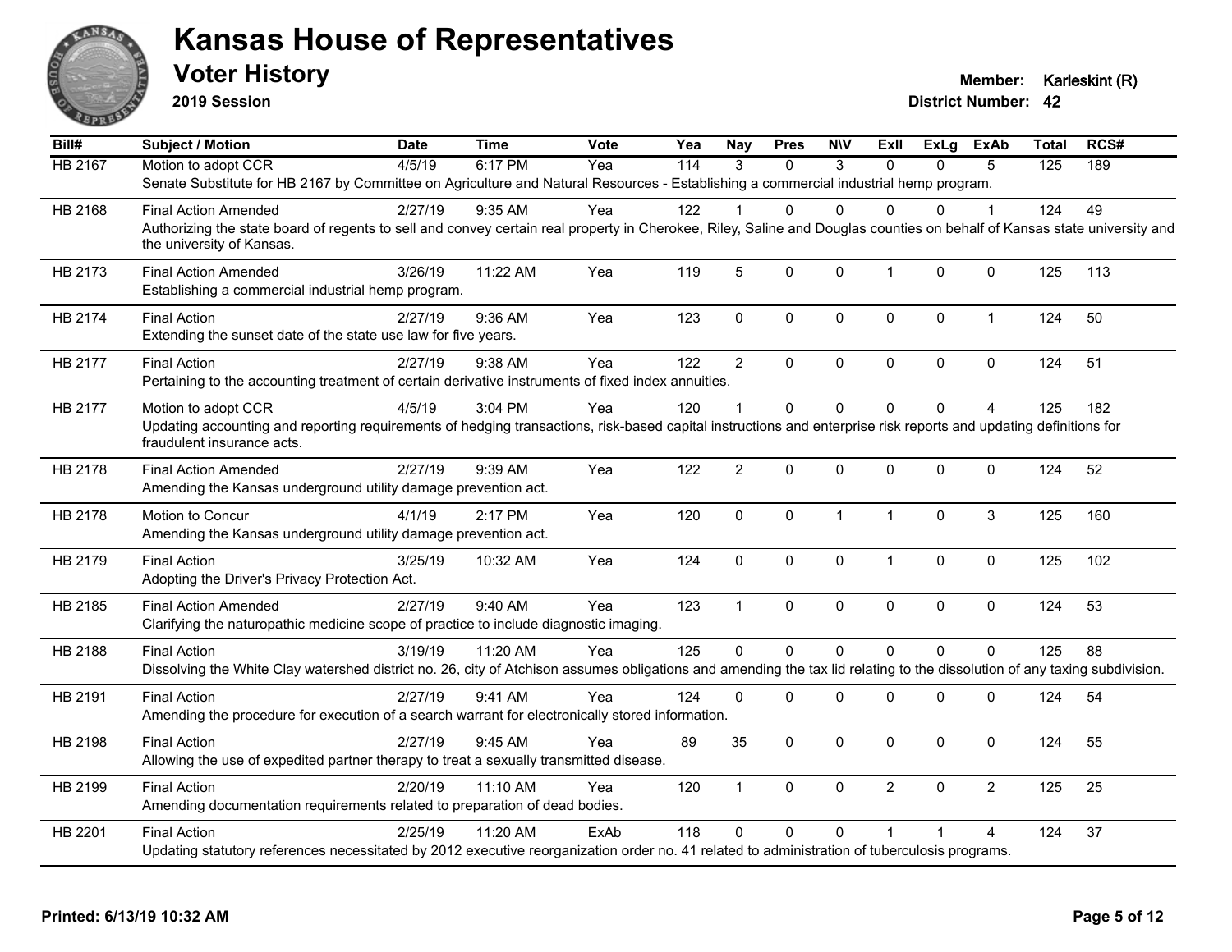# Kansas House of Representatives

## Voter History

**2019 Session**

**Member:** Karleskint (R)

**District Number:** 42

| Bill# | Subject / Motion | Date | Time | Vote | Yea | Nay | Pres | N\V | ExIl | ExLg | ExAb | Total | RCS# |
|---|---|---|---|---|---|---|---|---|---|---|---|---|---|
| HB 2167 | Motion to adopt CCR | 4/5/19 | 6:17 PM | Yea | 114 | 3 | 0 | 3 | 0 | 0 | 5 | 125 | 189 |
| | Senate Substitute for HB 2167 by Committee on Agriculture and Natural Resources - Establishing a commercial industrial hemp program. | | | | | | | | | | | | |
| HB 2168 | Final Action Amended | 2/27/19 | 9:35 AM | Yea | 122 | 1 | 0 | 0 | 0 | 0 | 1 | 124 | 49 |
| | Authorizing the state board of regents to sell and convey certain real property in Cherokee, Riley, Saline and Douglas counties on behalf of Kansas state university and the university of Kansas. | | | | | | | | | | | | |
| HB 2173 | Final Action Amended | 3/26/19 | 11:22 AM | Yea | 119 | 5 | 0 | 0 | 1 | 0 | 0 | 125 | 113 |
| | Establishing a commercial industrial hemp program. | | | | | | | | | | | | |
| HB 2174 | Final Action | 2/27/19 | 9:36 AM | Yea | 123 | 0 | 0 | 0 | 0 | 0 | 1 | 124 | 50 |
| | Extending the sunset date of the state use law for five years. | | | | | | | | | | | | |
| HB 2177 | Final Action | 2/27/19 | 9:38 AM | Yea | 122 | 2 | 0 | 0 | 0 | 0 | 0 | 124 | 51 |
| | Pertaining to the accounting treatment of certain derivative instruments of fixed index annuities. | | | | | | | | | | | | |
| HB 2177 | Motion to adopt CCR | 4/5/19 | 3:04 PM | Yea | 120 | 1 | 0 | 0 | 0 | 0 | 4 | 125 | 182 |
| | Updating accounting and reporting requirements of hedging transactions, risk-based capital instructions and enterprise risk reports and updating definitions for fraudulent insurance acts. | | | | | | | | | | | | |
| HB 2178 | Final Action Amended | 2/27/19 | 9:39 AM | Yea | 122 | 2 | 0 | 0 | 0 | 0 | 0 | 124 | 52 |
| | Amending the Kansas underground utility damage prevention act. | | | | | | | | | | | | |
| HB 2178 | Motion to Concur | 4/1/19 | 2:17 PM | Yea | 120 | 0 | 0 | 1 | 1 | 0 | 3 | 125 | 160 |
| | Amending the Kansas underground utility damage prevention act. | | | | | | | | | | | | |
| HB 2179 | Final Action | 3/25/19 | 10:32 AM | Yea | 124 | 0 | 0 | 0 | 1 | 0 | 0 | 125 | 102 |
| | Adopting the Driver's Privacy Protection Act. | | | | | | | | | | | | |
| HB 2185 | Final Action Amended | 2/27/19 | 9:40 AM | Yea | 123 | 1 | 0 | 0 | 0 | 0 | 0 | 124 | 53 |
| | Clarifying the naturopathic medicine scope of practice to include diagnostic imaging. | | | | | | | | | | | | |
| HB 2188 | Final Action | 3/19/19 | 11:20 AM | Yea | 125 | 0 | 0 | 0 | 0 | 0 | 0 | 125 | 88 |
| | Dissolving the White Clay watershed district no. 26, city of Atchison assumes obligations and amending the tax lid relating to the dissolution of any taxing subdivision. | | | | | | | | | | | | |
| HB 2191 | Final Action | 2/27/19 | 9:41 AM | Yea | 124 | 0 | 0 | 0 | 0 | 0 | 0 | 124 | 54 |
| | Amending the procedure for execution of a search warrant for electronically stored information. | | | | | | | | | | | | |
| HB 2198 | Final Action | 2/27/19 | 9:45 AM | Yea | 89 | 35 | 0 | 0 | 0 | 0 | 0 | 124 | 55 |
| | Allowing the use of expedited partner therapy to treat a sexually transmitted disease. | | | | | | | | | | | | |
| HB 2199 | Final Action | 2/20/19 | 11:10 AM | Yea | 120 | 1 | 0 | 0 | 2 | 0 | 2 | 125 | 25 |
| | Amending documentation requirements related to preparation of dead bodies. | | | | | | | | | | | | |
| HB 2201 | Final Action | 2/25/19 | 11:20 AM | ExAb | 118 | 0 | 0 | 0 | 1 | 1 | 4 | 124 | 37 |
| | Updating statutory references necessitated by 2012 executive reorganization order no. 41 related to administration of tuberculosis programs. | | | | | | | | | | | | |

Printed: 6/13/19 10:32 AM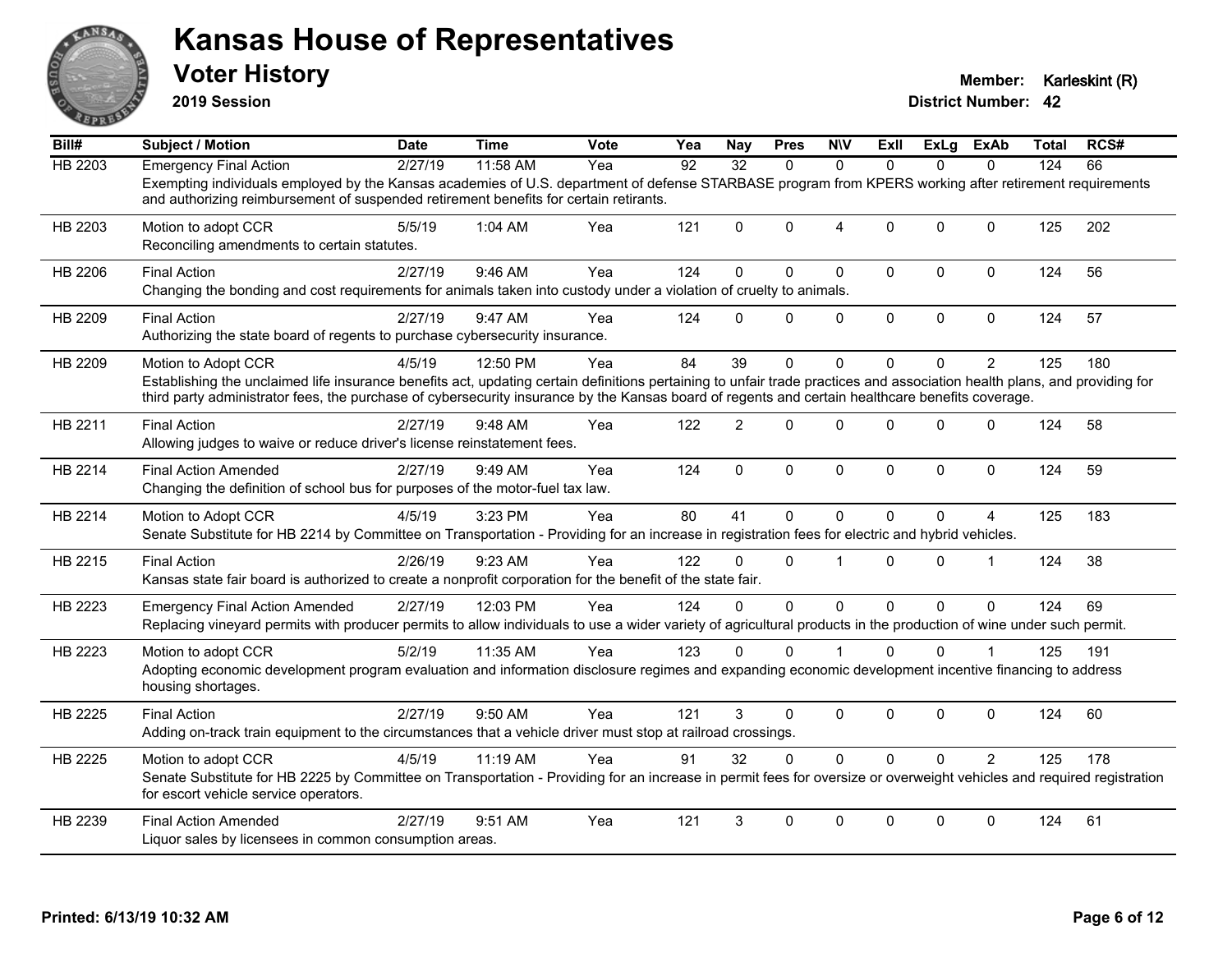# Kansas House of Representatives

## Voter History

**2019 Session**

**Member:** Karleskint (R)
**District Number:** 42

| Bill# | Subject / Motion | Date | Time | Vote | Yea | Nay | Pres | N\V | ExII | ExLg | ExAb | Total | RCS# |
|---|---|---|---|---|---|---|---|---|---|---|---|---|---|
| HB 2203 | Emergency Final Action | 2/27/19 | 11:58 AM | Yea | 92 | 32 | 0 | 0 | 0 | 0 | 0 | 124 | 66 |
| | Exempting individuals employed by the Kansas academies of U.S. department of defense STARBASE program from KPERS working after retirement requirements and authorizing reimbursement of suspended retirement benefits for certain retirants. | | | | | | | | | | | | |
| HB 2203 | Motion to adopt CCR | 5/5/19 | 1:04 AM | Yea | 121 | 0 | 0 | 4 | 0 | 0 | 0 | 125 | 202 |
| | Reconciling amendments to certain statutes. | | | | | | | | | | | | |
| HB 2206 | Final Action | 2/27/19 | 9:46 AM | Yea | 124 | 0 | 0 | 0 | 0 | 0 | 0 | 124 | 56 |
| | Changing the bonding and cost requirements for animals taken into custody under a violation of cruelty to animals. | | | | | | | | | | | | |
| HB 2209 | Final Action | 2/27/19 | 9:47 AM | Yea | 124 | 0 | 0 | 0 | 0 | 0 | 0 | 124 | 57 |
| | Authorizing the state board of regents to purchase cybersecurity insurance. | | | | | | | | | | | | |
| HB 2209 | Motion to Adopt CCR | 4/5/19 | 12:50 PM | Yea | 84 | 39 | 0 | 0 | 0 | 0 | 2 | 125 | 180 |
| | Establishing the unclaimed life insurance benefits act, updating certain definitions pertaining to unfair trade practices and association health plans, and providing for third party administrator fees, the purchase of cybersecurity insurance by the Kansas board of regents and certain healthcare benefits coverage. | | | | | | | | | | | | |
| HB 2211 | Final Action | 2/27/19 | 9:48 AM | Yea | 122 | 2 | 0 | 0 | 0 | 0 | 0 | 124 | 58 |
| | Allowing judges to waive or reduce driver's license reinstatement fees. | | | | | | | | | | | | |
| HB 2214 | Final Action Amended | 2/27/19 | 9:49 AM | Yea | 124 | 0 | 0 | 0 | 0 | 0 | 0 | 124 | 59 |
| | Changing the definition of school bus for purposes of the motor-fuel tax law. | | | | | | | | | | | | |
| HB 2214 | Motion to Adopt CCR | 4/5/19 | 3:23 PM | Yea | 80 | 41 | 0 | 0 | 0 | 0 | 4 | 125 | 183 |
| | Senate Substitute for HB 2214 by Committee on Transportation - Providing for an increase in registration fees for electric and hybrid vehicles. | | | | | | | | | | | | |
| HB 2215 | Final Action | 2/26/19 | 9:23 AM | Yea | 122 | 0 | 0 | 1 | 0 | 0 | 1 | 124 | 38 |
| | Kansas state fair board is authorized to create a nonprofit corporation for the benefit of the state fair. | | | | | | | | | | | | |
| HB 2223 | Emergency Final Action Amended | 2/27/19 | 12:03 PM | Yea | 124 | 0 | 0 | 0 | 0 | 0 | 0 | 124 | 69 |
| | Replacing vineyard permits with producer permits to allow individuals to use a wider variety of agricultural products in the production of wine under such permit. | | | | | | | | | | | | |
| HB 2223 | Motion to adopt CCR | 5/2/19 | 11:35 AM | Yea | 123 | 0 | 0 | 1 | 0 | 0 | 1 | 125 | 191 |
| | Adopting economic development program evaluation and information disclosure regimes and expanding economic development incentive financing to address housing shortages. | | | | | | | | | | | | |
| HB 2225 | Final Action | 2/27/19 | 9:50 AM | Yea | 121 | 3 | 0 | 0 | 0 | 0 | 0 | 124 | 60 |
| | Adding on-track train equipment to the circumstances that a vehicle driver must stop at railroad crossings. | | | | | | | | | | | | |
| HB 2225 | Motion to adopt CCR | 4/5/19 | 11:19 AM | Yea | 91 | 32 | 0 | 0 | 0 | 0 | 2 | 125 | 178 |
| | Senate Substitute for HB 2225 by Committee on Transportation - Providing for an increase in permit fees for oversize or overweight vehicles and required registration for escort vehicle service operators. | | | | | | | | | | | | |
| HB 2239 | Final Action Amended | 2/27/19 | 9:51 AM | Yea | 121 | 3 | 0 | 0 | 0 | 0 | 0 | 124 | 61 |
| | Liquor sales by licensees in common consumption areas. | | | | | | | | | | | | |

Printed: 6/13/19 10:32 AM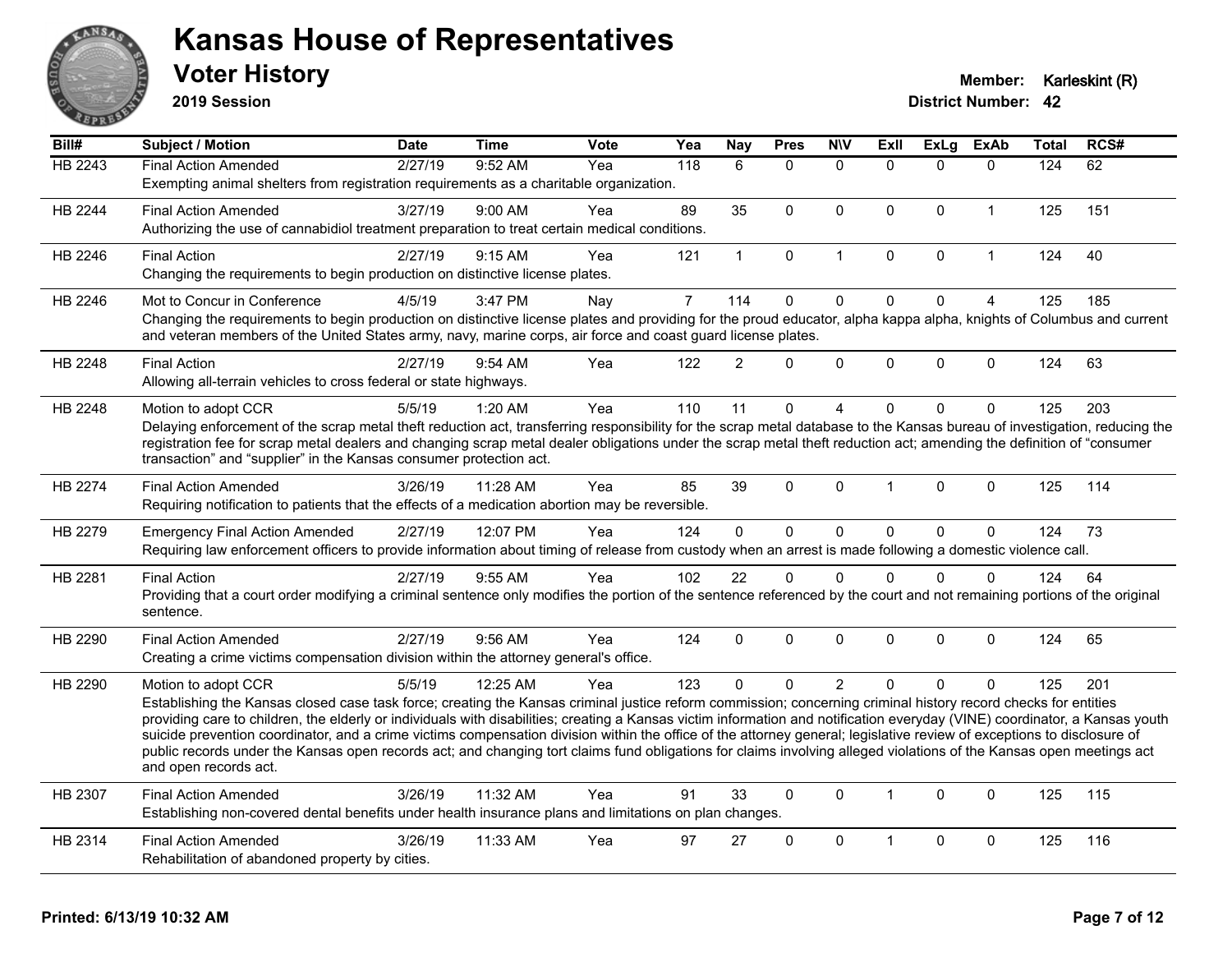# Kansas House of Representatives

## Voter History

**2019 Session**

**Member:** Karleskint (R)
**District Number:** 42

| Bill# | Subject / Motion | Date | Time | Vote | Yea | Nay | Pres | N\V | ExII | ExLg | ExAb | Total | RCS# |
|---|---|---|---|---|---|---|---|---|---|---|---|---|---|
| HB 2243 | Final Action Amended | 2/27/19 | 9:52 AM | Yea | 118 | 6 | 0 | 0 | 0 | 0 | 0 | 124 | 62 |
| | Exempting animal shelters from registration requirements as a charitable organization. | | | | | | | | | | | | |
| HB 2244 | Final Action Amended | 3/27/19 | 9:00 AM | Yea | 89 | 35 | 0 | 0 | 0 | 0 | 1 | 125 | 151 |
| | Authorizing the use of cannabidiol treatment preparation to treat certain medical conditions. | | | | | | | | | | | | |
| HB 2246 | Final Action | 2/27/19 | 9:15 AM | Yea | 121 | 1 | 0 | 1 | 0 | 0 | 1 | 124 | 40 |
| | Changing the requirements to begin production on distinctive license plates. | | | | | | | | | | | | |
| HB 2246 | Mot to Concur in Conference | 4/5/19 | 3:47 PM | Nay | 7 | 114 | 0 | 0 | 0 | 0 | 4 | 125 | 185 |
| | Changing the requirements to begin production on distinctive license plates and providing for the proud educator, alpha kappa alpha, knights of Columbus and current and veteran members of the United States army, navy, marine corps, air force and coast guard license plates. | | | | | | | | | | | | |
| HB 2248 | Final Action | 2/27/19 | 9:54 AM | Yea | 122 | 2 | 0 | 0 | 0 | 0 | 0 | 124 | 63 |
| | Allowing all-terrain vehicles to cross federal or state highways. | | | | | | | | | | | | |
| HB 2248 | Motion to adopt CCR | 5/5/19 | 1:20 AM | Yea | 110 | 11 | 0 | 4 | 0 | 0 | 0 | 125 | 203 |
| | Delaying enforcement of the scrap metal theft reduction act, transferring responsibility for the scrap metal database to the Kansas bureau of investigation, reducing the registration fee for scrap metal dealers and changing scrap metal dealer obligations under the scrap metal theft reduction act; amending the definition of "consumer transaction" and "supplier" in the Kansas consumer protection act. | | | | | | | | | | | | |
| HB 2274 | Final Action Amended | 3/26/19 | 11:28 AM | Yea | 85 | 39 | 0 | 0 | 1 | 0 | 0 | 125 | 114 |
| | Requiring notification to patients that the effects of a medication abortion may be reversible. | | | | | | | | | | | | |
| HB 2279 | Emergency Final Action Amended | 2/27/19 | 12:07 PM | Yea | 124 | 0 | 0 | 0 | 0 | 0 | 0 | 124 | 73 |
| | Requiring law enforcement officers to provide information about timing of release from custody when an arrest is made following a domestic violence call. | | | | | | | | | | | | |
| HB 2281 | Final Action | 2/27/19 | 9:55 AM | Yea | 102 | 22 | 0 | 0 | 0 | 0 | 0 | 124 | 64 |
| | Providing that a court order modifying a criminal sentence only modifies the portion of the sentence referenced by the court and not remaining portions of the original sentence. | | | | | | | | | | | | |
| HB 2290 | Final Action Amended | 2/27/19 | 9:56 AM | Yea | 124 | 0 | 0 | 0 | 0 | 0 | 0 | 124 | 65 |
| | Creating a crime victims compensation division within the attorney general's office. | | | | | | | | | | | | |
| HB 2290 | Motion to adopt CCR | 5/5/19 | 12:25 AM | Yea | 123 | 0 | 0 | 2 | 0 | 0 | 0 | 125 | 201 |
| | Establishing the Kansas closed case task force; creating the Kansas criminal justice reform commission; concerning criminal history record checks for entities providing care to children, the elderly or individuals with disabilities; creating a Kansas victim information and notification everyday (VINE) coordinator, a Kansas youth suicide prevention coordinator, and a crime victims compensation division within the office of the attorney general; legislative review of exceptions to disclosure of public records under the Kansas open records act; and changing tort claims fund obligations for claims involving alleged violations of the Kansas open meetings act and open records act. | | | | | | | | | | | | |
| HB 2307 | Final Action Amended | 3/26/19 | 11:32 AM | Yea | 91 | 33 | 0 | 0 | 1 | 0 | 0 | 125 | 115 |
| | Establishing non-covered dental benefits under health insurance plans and limitations on plan changes. | | | | | | | | | | | | |
| HB 2314 | Final Action Amended | 3/26/19 | 11:33 AM | Yea | 97 | 27 | 0 | 0 | 1 | 0 | 0 | 125 | 116 |
| | Rehabilitation of abandoned property by cities. | | | | | | | | | | | | |

Printed: 6/13/19 10:32 AM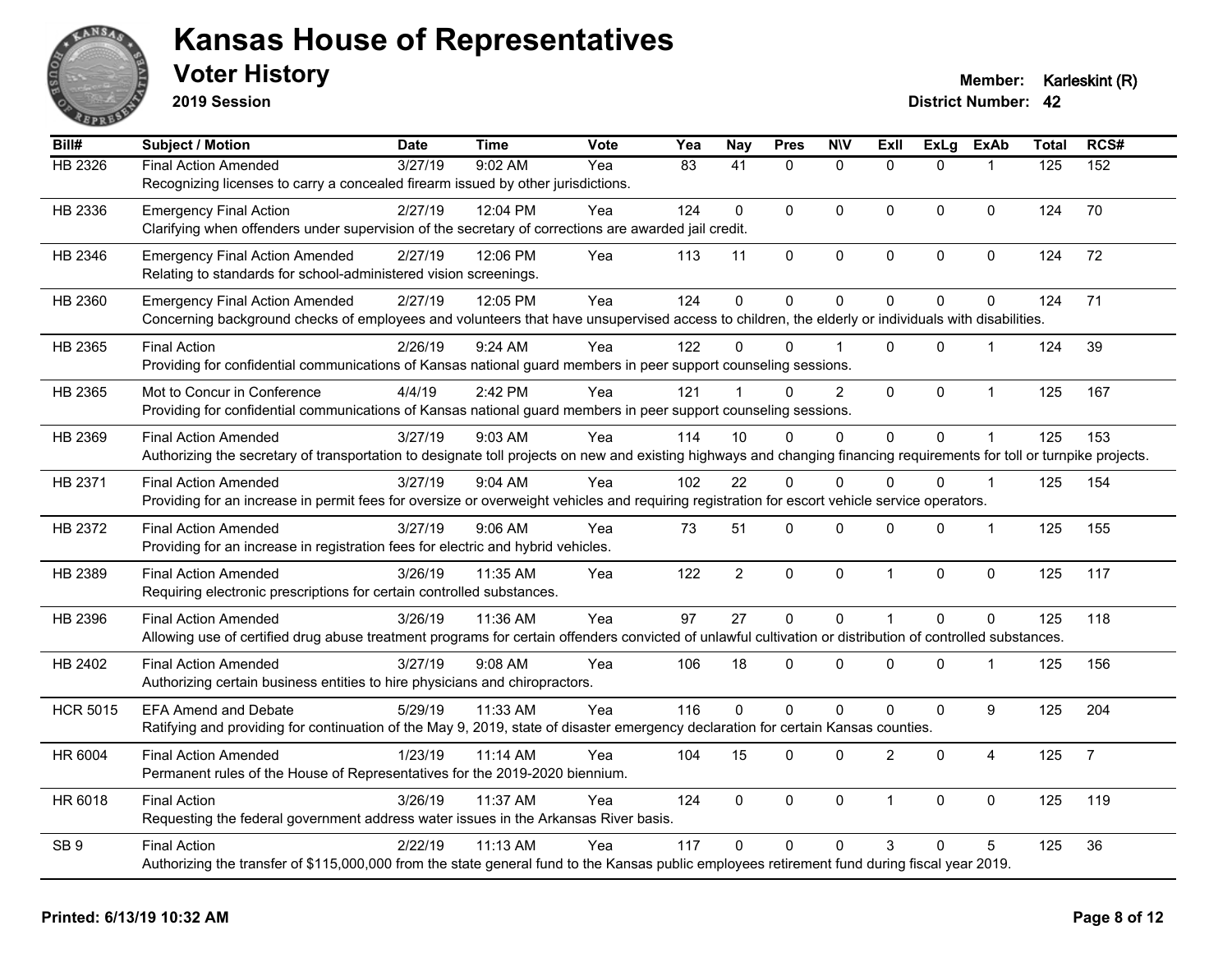# Kansas House of Representatives

## Voter History

**2019 Session**

**Member:** Karleskint (R)
**District Number:** 42

| Bill# | Subject / Motion | Date | Time | Vote | Yea | Nay | Pres | N\V | ExII | ExLg | ExAb | Total | RCS# |
|---|---|---|---|---|---|---|---|---|---|---|---|---|---|
| HB 2326 | Final Action Amended | 3/27/19 | 9:02 AM | Yea | 83 | 41 | 0 | 0 | 0 | 0 | 1 | 125 | 152 |
| | Recognizing licenses to carry a concealed firearm issued by other jurisdictions. | | | | | | | | | | | | |
| HB 2336 | Emergency Final Action | 2/27/19 | 12:04 PM | Yea | 124 | 0 | 0 | 0 | 0 | 0 | 0 | 124 | 70 |
| | Clarifying when offenders under supervision of the secretary of corrections are awarded jail credit. | | | | | | | | | | | | |
| HB 2346 | Emergency Final Action Amended | 2/27/19 | 12:06 PM | Yea | 113 | 11 | 0 | 0 | 0 | 0 | 0 | 124 | 72 |
| | Relating to standards for school-administered vision screenings. | | | | | | | | | | | | |
| HB 2360 | Emergency Final Action Amended | 2/27/19 | 12:05 PM | Yea | 124 | 0 | 0 | 0 | 0 | 0 | 0 | 124 | 71 |
| | Concerning background checks of employees and volunteers that have unsupervised access to children, the elderly or individuals with disabilities. | | | | | | | | | | | | |
| HB 2365 | Final Action | 2/26/19 | 9:24 AM | Yea | 122 | 0 | 0 | 1 | 0 | 0 | 1 | 124 | 39 |
| | Providing for confidential communications of Kansas national guard members in peer support counseling sessions. | | | | | | | | | | | | |
| HB 2365 | Mot to Concur in Conference | 4/4/19 | 2:42 PM | Yea | 121 | 1 | 0 | 2 | 0 | 0 | 1 | 125 | 167 |
| | Providing for confidential communications of Kansas national guard members in peer support counseling sessions. | | | | | | | | | | | | |
| HB 2369 | Final Action Amended | 3/27/19 | 9:03 AM | Yea | 114 | 10 | 0 | 0 | 0 | 0 | 1 | 125 | 153 |
| | Authorizing the secretary of transportation to designate toll projects on new and existing highways and changing financing requirements for toll or turnpike projects. | | | | | | | | | | | | |
| HB 2371 | Final Action Amended | 3/27/19 | 9:04 AM | Yea | 102 | 22 | 0 | 0 | 0 | 0 | 1 | 125 | 154 |
| | Providing for an increase in permit fees for oversize or overweight vehicles and requiring registration for escort vehicle service operators. | | | | | | | | | | | | |
| HB 2372 | Final Action Amended | 3/27/19 | 9:06 AM | Yea | 73 | 51 | 0 | 0 | 0 | 0 | 1 | 125 | 155 |
| | Providing for an increase in registration fees for electric and hybrid vehicles. | | | | | | | | | | | | |
| HB 2389 | Final Action Amended | 3/26/19 | 11:35 AM | Yea | 122 | 2 | 0 | 0 | 1 | 0 | 0 | 125 | 117 |
| | Requiring electronic prescriptions for certain controlled substances. | | | | | | | | | | | | |
| HB 2396 | Final Action Amended | 3/26/19 | 11:36 AM | Yea | 97 | 27 | 0 | 0 | 1 | 0 | 0 | 125 | 118 |
| | Allowing use of certified drug abuse treatment programs for certain offenders convicted of unlawful cultivation or distribution of controlled substances. | | | | | | | | | | | | |
| HB 2402 | Final Action Amended | 3/27/19 | 9:08 AM | Yea | 106 | 18 | 0 | 0 | 0 | 0 | 1 | 125 | 156 |
| | Authorizing certain business entities to hire physicians and chiropractors. | | | | | | | | | | | | |
| HCR 5015 | EFA Amend and Debate | 5/29/19 | 11:33 AM | Yea | 116 | 0 | 0 | 0 | 0 | 0 | 9 | 125 | 204 |
| | Ratifying and providing for continuation of the May 9, 2019, state of disaster emergency declaration for certain Kansas counties. | | | | | | | | | | | | |
| HR 6004 | Final Action Amended | 1/23/19 | 11:14 AM | Yea | 104 | 15 | 0 | 0 | 2 | 0 | 4 | 125 | 7 |
| | Permanent rules of the House of Representatives for the 2019-2020 biennium. | | | | | | | | | | | | |
| HR 6018 | Final Action | 3/26/19 | 11:37 AM | Yea | 124 | 0 | 0 | 0 | 1 | 0 | 0 | 125 | 119 |
| | Requesting the federal government address water issues in the Arkansas River basis. | | | | | | | | | | | | |
| SB 9 | Final Action | 2/22/19 | 11:13 AM | Yea | 117 | 0 | 0 | 0 | 3 | 0 | 5 | 125 | 36 |
| | Authorizing the transfer of $115,000,000 from the state general fund to the Kansas public employees retirement fund during fiscal year 2019. | | | | | | | | | | | | |

**Printed: 6/13/19 10:32 AM**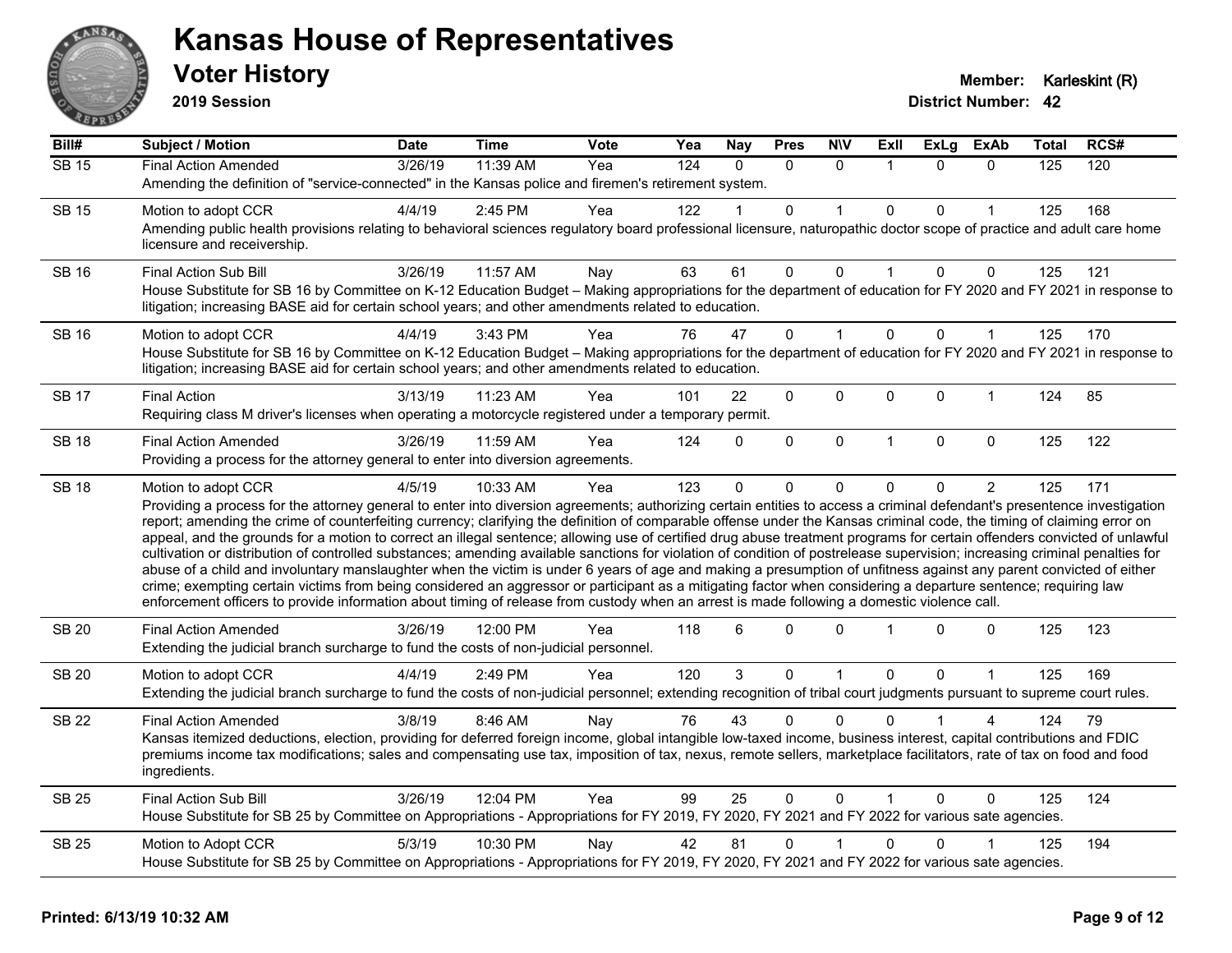# Kansas House of Representatives

## Voter History

**2019 Session**

**Member:** Karleskint (R)
**District Number:** 42

| Bill# | Subject / Motion | Date | Time | Vote | Yea | Nay | Pres | N\V | ExII | ExLg | ExAb | Total | RCS# |
|---|---|---|---|---|---|---|---|---|---|---|---|---|---|
| SB 15 | Final Action Amended | 3/26/19 | 11:39 AM | Yea | 124 | 0 | 0 | 0 | 1 | 0 | 0 | 125 | 120 |
| | Amending the definition of "service-connected" in the Kansas police and firemen's retirement system. | | | | | | | | | | | | |
| SB 15 | Motion to adopt CCR | 4/4/19 | 2:45 PM | Yea | 122 | 1 | 0 | 1 | 0 | 0 | 1 | 125 | 168 |
| | Amending public health provisions relating to behavioral sciences regulatory board professional licensure, naturopathic doctor scope of practice and adult care home licensure and receivership. | | | | | | | | | | | | |
| SB 16 | Final Action Sub Bill | 3/26/19 | 11:57 AM | Nay | 63 | 61 | 0 | 0 | 1 | 0 | 0 | 125 | 121 |
| | House Substitute for SB 16 by Committee on K-12 Education Budget – Making appropriations for the department of education for FY 2020 and FY 2021 in response to litigation; increasing BASE aid for certain school years; and other amendments related to education. | | | | | | | | | | | | |
| SB 16 | Motion to adopt CCR | 4/4/19 | 3:43 PM | Yea | 76 | 47 | 0 | 1 | 0 | 0 | 1 | 125 | 170 |
| | House Substitute for SB 16 by Committee on K-12 Education Budget – Making appropriations for the department of education for FY 2020 and FY 2021 in response to litigation; increasing BASE aid for certain school years; and other amendments related to education. | | | | | | | | | | | | |
| SB 17 | Final Action | 3/13/19 | 11:23 AM | Yea | 101 | 22 | 0 | 0 | 0 | 0 | 1 | 124 | 85 |
| | Requiring class M driver's licenses when operating a motorcycle registered under a temporary permit. | | | | | | | | | | | | |
| SB 18 | Final Action Amended | 3/26/19 | 11:59 AM | Yea | 124 | 0 | 0 | 0 | 1 | 0 | 0 | 125 | 122 |
| | Providing a process for the attorney general to enter into diversion agreements. | | | | | | | | | | | | |
| SB 18 | Motion to adopt CCR | 4/5/19 | 10:33 AM | Yea | 123 | 0 | 0 | 0 | 0 | 0 | 2 | 125 | 171 |
| | Providing a process for the attorney general to enter into diversion agreements; authorizing certain entities to access a criminal defendant's presentence investigation report; amending the crime of counterfeiting currency; clarifying the definition of comparable offense under the Kansas criminal code, the timing of claiming error on appeal, and the grounds for a motion to correct an illegal sentence; allowing use of certified drug abuse treatment programs for certain offenders convicted of unlawful cultivation or distribution of controlled substances; amending available sanctions for violation of condition of postrelease supervision; increasing criminal penalties for abuse of a child and involuntary manslaughter when the victim is under 6 years of age and making a presumption of unfitness against any parent convicted of either crime; exempting certain victims from being considered an aggressor or participant as a mitigating factor when considering a departure sentence; requiring law enforcement officers to provide information about timing of release from custody when an arrest is made following a domestic violence call. | | | | | | | | | | | | |
| SB 20 | Final Action Amended | 3/26/19 | 12:00 PM | Yea | 118 | 6 | 0 | 0 | 1 | 0 | 0 | 125 | 123 |
| | Extending the judicial branch surcharge to fund the costs of non-judicial personnel. | | | | | | | | | | | | |
| SB 20 | Motion to adopt CCR | 4/4/19 | 2:49 PM | Yea | 120 | 3 | 0 | 1 | 0 | 0 | 1 | 125 | 169 |
| | Extending the judicial branch surcharge to fund the costs of non-judicial personnel; extending recognition of tribal court judgments pursuant to supreme court rules. | | | | | | | | | | | | |
| SB 22 | Final Action Amended | 3/8/19 | 8:46 AM | Nay | 76 | 43 | 0 | 0 | 0 | 1 | 4 | 124 | 79 |
| | Kansas itemized deductions, election, providing for deferred foreign income, global intangible low-taxed income, business interest, capital contributions and FDIC premiums income tax modifications; sales and compensating use tax, imposition of tax, nexus, remote sellers, marketplace facilitators, rate of tax on food and food ingredients. | | | | | | | | | | | | |
| SB 25 | Final Action Sub Bill | 3/26/19 | 12:04 PM | Yea | 99 | 25 | 0 | 0 | 1 | 0 | 0 | 125 | 124 |
| | House Substitute for SB 25 by Committee on Appropriations - Appropriations for FY 2019, FY 2020, FY 2021 and FY 2022 for various sate agencies. | | | | | | | | | | | | |
| SB 25 | Motion to Adopt CCR | 5/3/19 | 10:30 PM | Nay | 42 | 81 | 0 | 1 | 0 | 0 | 1 | 125 | 194 |
| | House Substitute for SB 25 by Committee on Appropriations - Appropriations for FY 2019, FY 2020, FY 2021 and FY 2022 for various sate agencies. | | | | | | | | | | | | |

**Printed: 6/13/19 10:32 AM**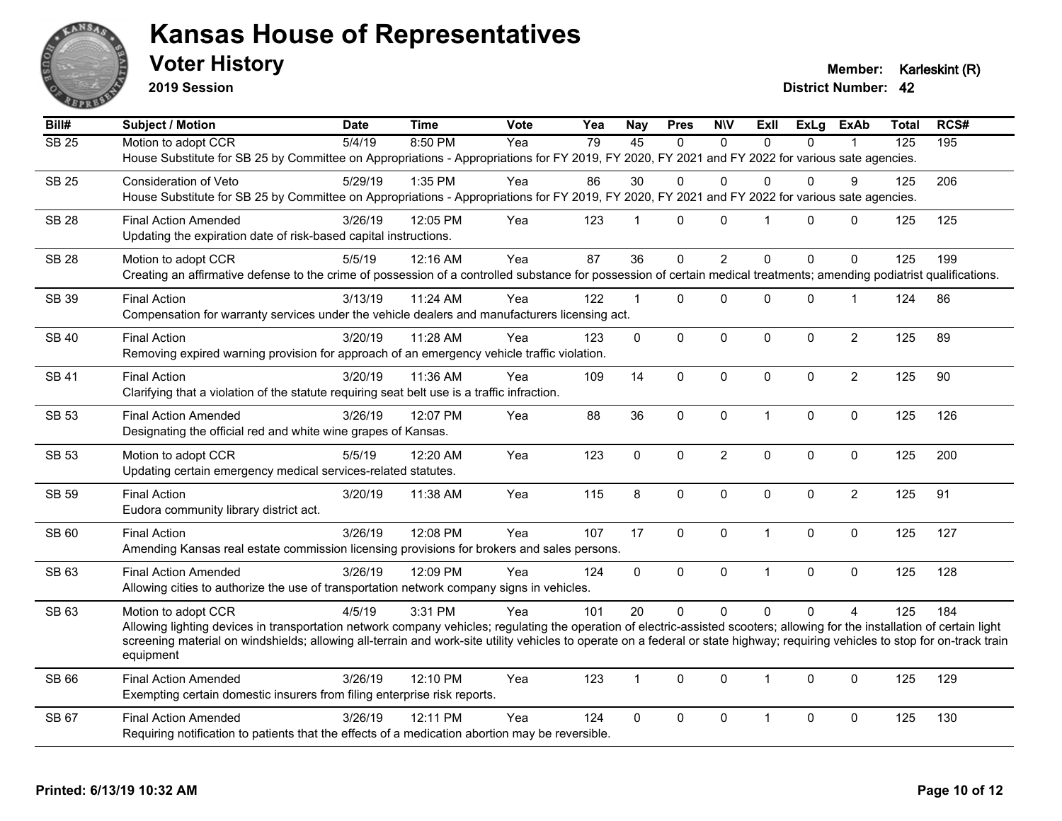# Kansas House of Representatives

## Voter History

**2019 Session**

**Member:** Karleskint (R)
**District Number:** 42

| Bill# | Subject / Motion | Date | Time | Vote | Yea | Nay | Pres | N\V | ExII | ExLg | ExAb | Total | RCS# |
|---|---|---|---|---|---|---|---|---|---|---|---|---|---|
| SB 25 | Motion to adopt CCR | 5/4/19 | 8:50 PM | Yea | 79 | 45 | 0 | 0 | 0 | 0 | 1 | 125 | 195 |
| | House Substitute for SB 25 by Committee on Appropriations - Appropriations for FY 2019, FY 2020, FY 2021 and FY 2022 for various sate agencies. | | | | | | | | | | | | |
| SB 25 | Consideration of Veto | 5/29/19 | 1:35 PM | Yea | 86 | 30 | 0 | 0 | 0 | 0 | 9 | 125 | 206 |
| | House Substitute for SB 25 by Committee on Appropriations - Appropriations for FY 2019, FY 2020, FY 2021 and FY 2022 for various sate agencies. | | | | | | | | | | | | |
| SB 28 | Final Action Amended | 3/26/19 | 12:05 PM | Yea | 123 | 1 | 0 | 0 | 1 | 0 | 0 | 125 | 125 |
| | Updating the expiration date of risk-based capital instructions. | | | | | | | | | | | | |
| SB 28 | Motion to adopt CCR | 5/5/19 | 12:16 AM | Yea | 87 | 36 | 0 | 2 | 0 | 0 | 0 | 125 | 199 |
| | Creating an affirmative defense to the crime of possession of a controlled substance for possession of certain medical treatments; amending podiatrist qualifications. | | | | | | | | | | | | |
| SB 39 | Final Action | 3/13/19 | 11:24 AM | Yea | 122 | 1 | 0 | 0 | 0 | 0 | 1 | 124 | 86 |
| | Compensation for warranty services under the vehicle dealers and manufacturers licensing act. | | | | | | | | | | | | |
| SB 40 | Final Action | 3/20/19 | 11:28 AM | Yea | 123 | 0 | 0 | 0 | 0 | 0 | 2 | 125 | 89 |
| | Removing expired warning provision for approach of an emergency vehicle traffic violation. | | | | | | | | | | | | |
| SB 41 | Final Action | 3/20/19 | 11:36 AM | Yea | 109 | 14 | 0 | 0 | 0 | 0 | 2 | 125 | 90 |
| | Clarifying that a violation of the statute requiring seat belt use is a traffic infraction. | | | | | | | | | | | | |
| SB 53 | Final Action Amended | 3/26/19 | 12:07 PM | Yea | 88 | 36 | 0 | 0 | 1 | 0 | 0 | 125 | 126 |
| | Designating the official red and white wine grapes of Kansas. | | | | | | | | | | | | |
| SB 53 | Motion to adopt CCR | 5/5/19 | 12:20 AM | Yea | 123 | 0 | 0 | 2 | 0 | 0 | 0 | 125 | 200 |
| | Updating certain emergency medical services-related statutes. | | | | | | | | | | | | |
| SB 59 | Final Action | 3/20/19 | 11:38 AM | Yea | 115 | 8 | 0 | 0 | 0 | 0 | 2 | 125 | 91 |
| | Eudora community library district act. | | | | | | | | | | | | |
| SB 60 | Final Action | 3/26/19 | 12:08 PM | Yea | 107 | 17 | 0 | 0 | 1 | 0 | 0 | 125 | 127 |
| | Amending Kansas real estate commission licensing provisions for brokers and sales persons. | | | | | | | | | | | | |
| SB 63 | Final Action Amended | 3/26/19 | 12:09 PM | Yea | 124 | 0 | 0 | 0 | 1 | 0 | 0 | 125 | 128 |
| | Allowing cities to authorize the use of transportation network company signs in vehicles. | | | | | | | | | | | | |
| SB 63 | Motion to adopt CCR | 4/5/19 | 3:31 PM | Yea | 101 | 20 | 0 | 0 | 0 | 0 | 4 | 125 | 184 |
| | Allowing lighting devices in transportation network company vehicles; regulating the operation of electric-assisted scooters; allowing for the installation of certain light screening material on windshields; allowing all-terrain and work-site utility vehicles to operate on a federal or state highway; requiring vehicles to stop for on-track train equipment | | | | | | | | | | | | |
| SB 66 | Final Action Amended | 3/26/19 | 12:10 PM | Yea | 123 | 1 | 0 | 0 | 1 | 0 | 0 | 125 | 129 |
| | Exempting certain domestic insurers from filing enterprise risk reports. | | | | | | | | | | | | |
| SB 67 | Final Action Amended | 3/26/19 | 12:11 PM | Yea | 124 | 0 | 0 | 0 | 1 | 0 | 0 | 125 | 130 |
| | Requiring notification to patients that the effects of a medication abortion may be reversible. | | | | | | | | | | | | |

Printed: 6/13/19 10:32 AM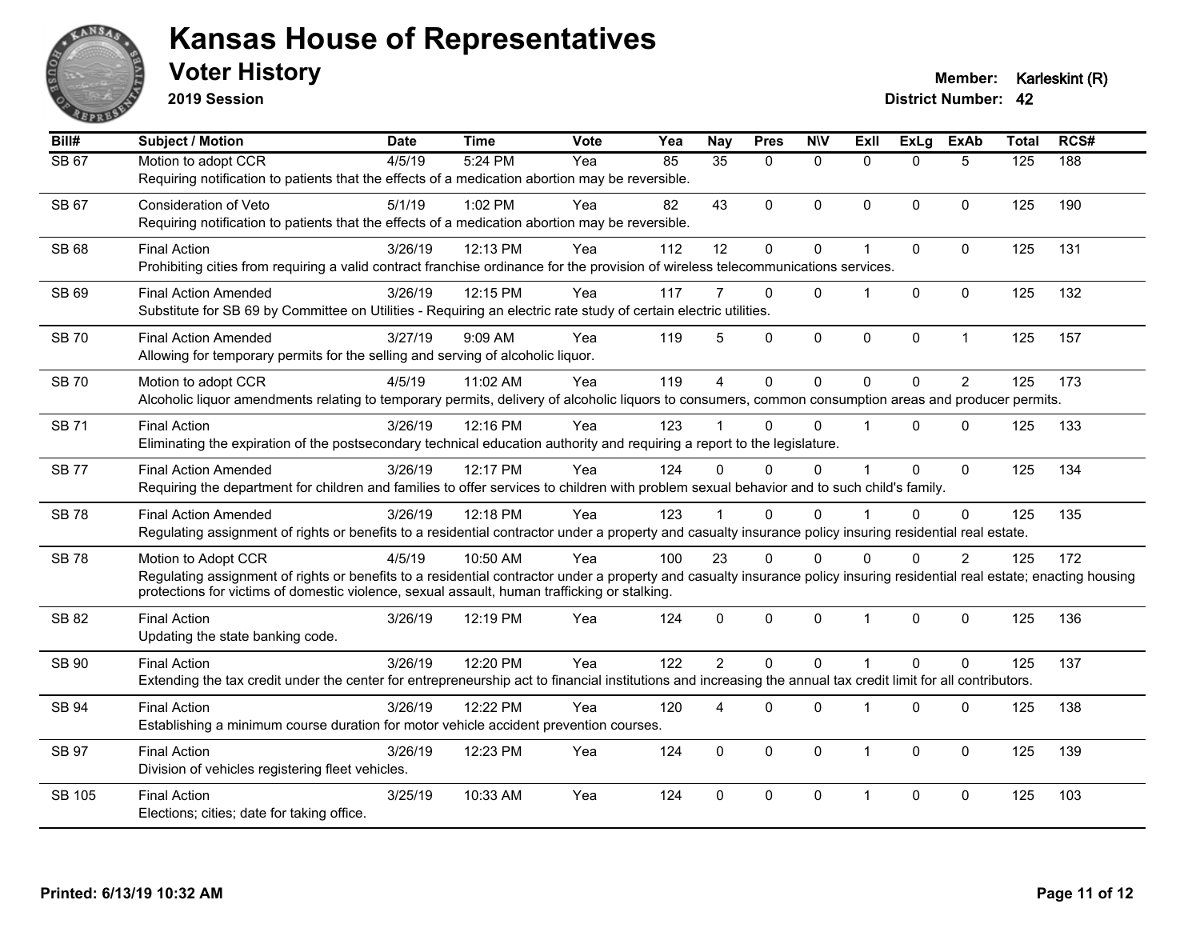# Kansas House of Representatives

## Voter History

**2019 Session**

**Member:** Karleskint (R)
**District Number:** 42

| Bill# | Subject / Motion | Date | Time | Vote | Yea | Nay | Pres | N\V | ExII | ExLg | ExAb | Total | RCS# |
|---|---|---|---|---|---|---|---|---|---|---|---|---|---|
| SB 67 | Motion to adopt CCR | 4/5/19 | 5:24 PM | Yea | 85 | 35 | 0 | 0 | 0 | 0 | 5 | 125 | 188 |
| | Requiring notification to patients that the effects of a medication abortion may be reversible. | | | | | | | | | | | | |
| SB 67 | Consideration of Veto | 5/1/19 | 1:02 PM | Yea | 82 | 43 | 0 | 0 | 0 | 0 | 0 | 125 | 190 |
| | Requiring notification to patients that the effects of a medication abortion may be reversible. | | | | | | | | | | | | |
| SB 68 | Final Action | 3/26/19 | 12:13 PM | Yea | 112 | 12 | 0 | 0 | 1 | 0 | 0 | 125 | 131 |
| | Prohibiting cities from requiring a valid contract franchise ordinance for the provision of wireless telecommunications services. | | | | | | | | | | | | |
| SB 69 | Final Action Amended | 3/26/19 | 12:15 PM | Yea | 117 | 7 | 0 | 0 | 1 | 0 | 0 | 125 | 132 |
| | Substitute for SB 69 by Committee on Utilities - Requiring an electric rate study of certain electric utilities. | | | | | | | | | | | | |
| SB 70 | Final Action Amended | 3/27/19 | 9:09 AM | Yea | 119 | 5 | 0 | 0 | 0 | 0 | 1 | 125 | 157 |
| | Allowing for temporary permits for the selling and serving of alcoholic liquor. | | | | | | | | | | | | |
| SB 70 | Motion to adopt CCR | 4/5/19 | 11:02 AM | Yea | 119 | 4 | 0 | 0 | 0 | 0 | 2 | 125 | 173 |
| | Alcoholic liquor amendments relating to temporary permits, delivery of alcoholic liquors to consumers, common consumption areas and producer permits. | | | | | | | | | | | | |
| SB 71 | Final Action | 3/26/19 | 12:16 PM | Yea | 123 | 1 | 0 | 0 | 1 | 0 | 0 | 125 | 133 |
| | Eliminating the expiration of the postsecondary technical education authority and requiring a report to the legislature. | | | | | | | | | | | | |
| SB 77 | Final Action Amended | 3/26/19 | 12:17 PM | Yea | 124 | 0 | 0 | 0 | 1 | 0 | 0 | 125 | 134 |
| | Requiring the department for children and families to offer services to children with problem sexual behavior and to such child's family. | | | | | | | | | | | | |
| SB 78 | Final Action Amended | 3/26/19 | 12:18 PM | Yea | 123 | 1 | 0 | 0 | 1 | 0 | 0 | 125 | 135 |
| | Regulating assignment of rights or benefits to a residential contractor under a property and casualty insurance policy insuring residential real estate. | | | | | | | | | | | | |
| SB 78 | Motion to Adopt CCR | 4/5/19 | 10:50 AM | Yea | 100 | 23 | 0 | 0 | 0 | 0 | 2 | 125 | 172 |
| | Regulating assignment of rights or benefits to a residential contractor under a property and casualty insurance policy insuring residential real estate; enacting housing protections for victims of domestic violence, sexual assault, human trafficking or stalking. | | | | | | | | | | | | |
| SB 82 | Final Action | 3/26/19 | 12:19 PM | Yea | 124 | 0 | 0 | 0 | 1 | 0 | 0 | 125 | 136 |
| | Updating the state banking code. | | | | | | | | | | | | |
| SB 90 | Final Action | 3/26/19 | 12:20 PM | Yea | 122 | 2 | 0 | 0 | 1 | 0 | 0 | 125 | 137 |
| | Extending the tax credit under the center for entrepreneurship act to financial institutions and increasing the annual tax credit limit for all contributors. | | | | | | | | | | | | |
| SB 94 | Final Action | 3/26/19 | 12:22 PM | Yea | 120 | 4 | 0 | 0 | 1 | 0 | 0 | 125 | 138 |
| | Establishing a minimum course duration for motor vehicle accident prevention courses. | | | | | | | | | | | | |
| SB 97 | Final Action | 3/26/19 | 12:23 PM | Yea | 124 | 0 | 0 | 0 | 1 | 0 | 0 | 125 | 139 |
| | Division of vehicles registering fleet vehicles. | | | | | | | | | | | | |
| SB 105 | Final Action | 3/25/19 | 10:33 AM | Yea | 124 | 0 | 0 | 0 | 1 | 0 | 0 | 125 | 103 |
| | Elections; cities; date for taking office. | | | | | | | | | | | | |

**Printed: 6/13/19 10:32 AM**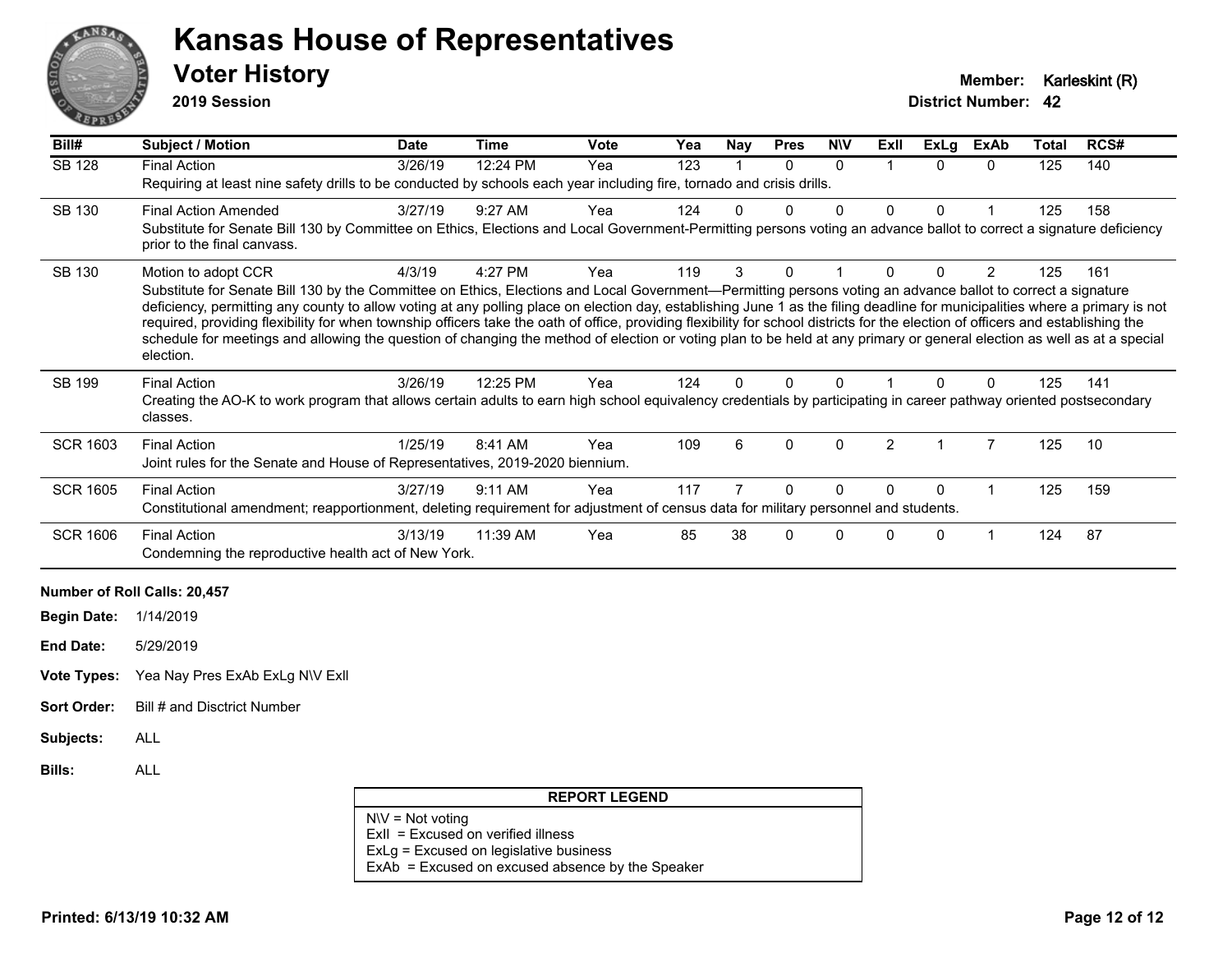# Kansas House of Representatives

## Voter History

**2019 Session**

**Member:** Karleskint (R)

**District Number:** 42

| Bill# | Subject / Motion | Date | Time | Vote | Yea | Nay | Pres | N\V | ExIl | ExLg | ExAb | Total | RCS# |
|---|---|---|---|---|---|---|---|---|---|---|---|---|---|
| SB 128 | Final Action | 3/26/19 | 12:24 PM | Yea | 123 | 1 | 0 | 0 | 1 | 0 | 0 | 125 | 140 |
| | Requiring at least nine safety drills to be conducted by schools each year including fire, tornado and crisis drills. | | | | | | | | | | | | |
| SB 130 | Final Action Amended | 3/27/19 | 9:27 AM | Yea | 124 | 0 | 0 | 0 | 0 | 0 | 1 | 125 | 158 |
| | Substitute for Senate Bill 130 by Committee on Ethics, Elections and Local Government-Permitting persons voting an advance ballot to correct a signature deficiency prior to the final canvass. | | | | | | | | | | | | |
| SB 130 | Motion to adopt CCR | 4/3/19 | 4:27 PM | Yea | 119 | 3 | 0 | 1 | 0 | 0 | 2 | 125 | 161 |
| | Substitute for Senate Bill 130 by the Committee on Ethics, Elections and Local Government—Permitting persons voting an advance ballot to correct a signature deficiency, permitting any county to allow voting at any polling place on election day, establishing June 1 as the filing deadline for municipalities where a primary is not required, providing flexibility for when township officers take the oath of office, providing flexibility for school districts for the election of officers and establishing the schedule for meetings and allowing the question of changing the method of election or voting plan to be held at any primary or general election as well as at a special election. | | | | | | | | | | | | |
| SB 199 | Final Action | 3/26/19 | 12:25 PM | Yea | 124 | 0 | 0 | 0 | 1 | 0 | 0 | 125 | 141 |
| | Creating the AO-K to work program that allows certain adults to earn high school equivalency credentials by participating in career pathway oriented postsecondary classes. | | | | | | | | | | | | |
| SCR 1603 | Final Action | 1/25/19 | 8:41 AM | Yea | 109 | 6 | 0 | 0 | 2 | 1 | 7 | 125 | 10 |
| | Joint rules for the Senate and House of Representatives, 2019-2020 biennium. | | | | | | | | | | | | |
| SCR 1605 | Final Action | 3/27/19 | 9:11 AM | Yea | 117 | 7 | 0 | 0 | 0 | 0 | 1 | 125 | 159 |
| | Constitutional amendment; reapportionment, deleting requirement for adjustment of census data for military personnel and students. | | | | | | | | | | | | |
| SCR 1606 | Final Action | 3/13/19 | 11:39 AM | Yea | 85 | 38 | 0 | 0 | 0 | 0 | 1 | 124 | 87 |
| | Condemning the reproductive health act of New York. | | | | | | | | | | | | |

**Number of Roll Calls: 20,457**

**Begin Date:** 1/14/2019

**End Date:** 5/29/2019

**Vote Types:** Yea Nay Pres ExAb ExLg N\V ExIl

**Sort Order:** Bill # and Disctrict Number

**Subjects:** ALL

**Bills:** ALL

| REPORT LEGEND |
|---|
| N\V = Not voting |
| ExIl = Excused on verified illness |
| ExLg = Excused on legislative business |
| ExAb = Excused on excused absence by the Speaker |

**Printed: 6/13/19 10:32 AM**